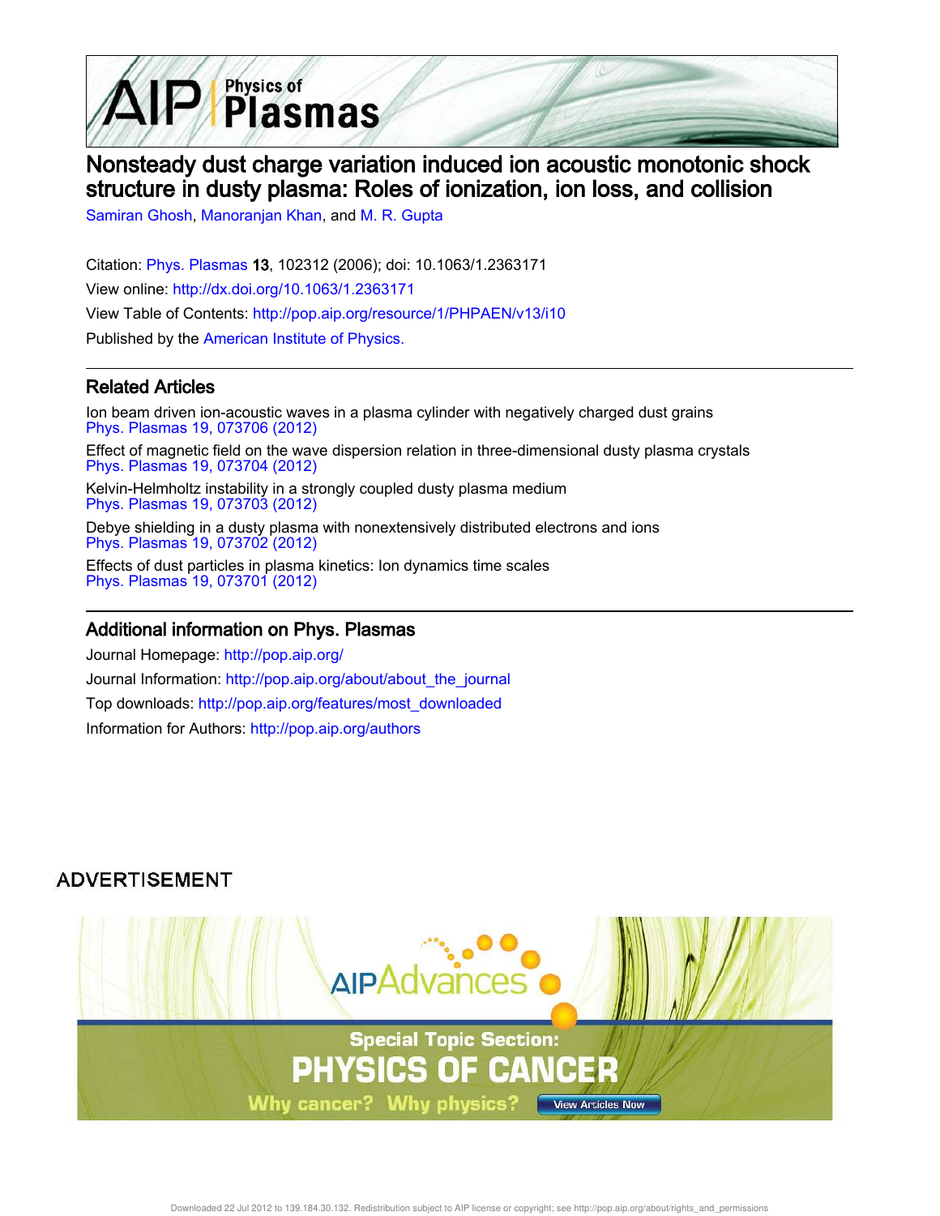# Nonsteady dust charge variation induced ion acoustic monotonic shock structure in dusty plasma: Roles of ionization, ion loss, and collision

Samiran Ghosh, Manoranjan Khan, and M. R. Gupta

Citation: Phys. Plasmas **13**, 102312 (2006); doi: 10.1063/1.2363171

View online: http://dx.doi.org/10.1063/1.2363171

View Table of Contents: http://pop.aip.org/resource/1/PHPAEN/v13/i10

Published by the American Institute of Physics.

## Related Articles

Ion beam driven ion-acoustic waves in a plasma cylinder with negatively charged dust grains
Phys. Plasmas 19, 073706 (2012)

Effect of magnetic field on the wave dispersion relation in three-dimensional dusty plasma crystals
Phys. Plasmas 19, 073704 (2012)

Kelvin-Helmholtz instability in a strongly coupled dusty plasma medium
Phys. Plasmas 19, 073703 (2012)

Debye shielding in a dusty plasma with nonextensively distributed electrons and ions
Phys. Plasmas 19, 073702 (2012)

Effects of dust particles in plasma kinetics: Ion dynamics time scales
Phys. Plasmas 19, 073701 (2012)

## Additional information on Phys. Plasmas

Journal Homepage: http://pop.aip.org/

Journal Information: http://pop.aip.org/about/about_the_journal

Top downloads: http://pop.aip.org/features/most_downloaded

Information for Authors: http://pop.aip.org/authors

ADVERTISEMENT

AIP Advances

Special Topic Section:
PHYSICS OF CANCER

Why cancer? Why physics? View Articles Now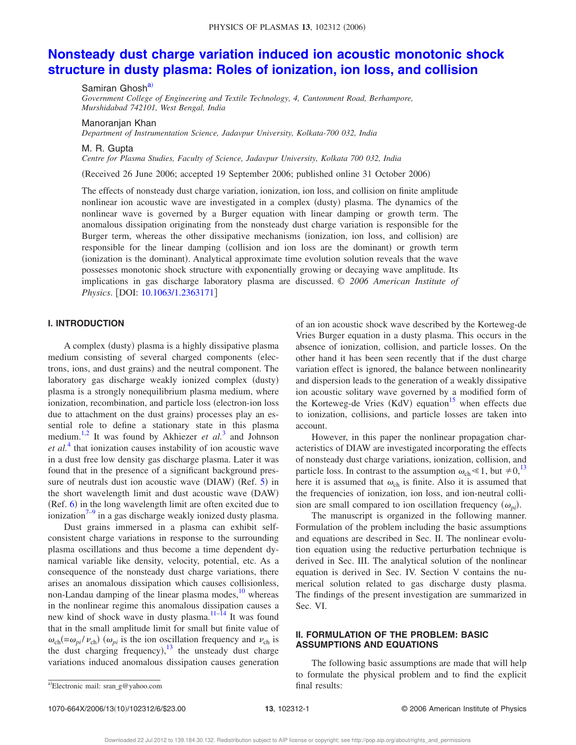# Nonsteady dust charge variation induced ion acoustic monotonic shock structure in dusty plasma: Roles of ionization, ion loss, and collision

Samiran Ghosh[a)]

*Government College of Engineering and Textile Technology, 4, Cantonment Road, Berhampore, Murshidabad 742101, West Bengal, India*

Manoranjan Khan

*Department of Instrumentation Science, Jadavpur University, Kolkata-700 032, India*

M. R. Gupta

*Centre for Plasma Studies, Faculty of Science, Jadavpur University, Kolkata 700 032, India*

(Received 26 June 2006; accepted 19 September 2006; published online 31 October 2006)

The effects of nonsteady dust charge variation, ionization, ion loss, and collision on finite amplitude nonlinear ion acoustic wave are investigated in a complex (dusty) plasma. The dynamics of the nonlinear wave is governed by a Burger equation with linear damping or growth term. The anomalous dissipation originating from the nonsteady dust charge variation is responsible for the Burger term, whereas the other dissipative mechanisms (ionization, ion loss, and collision) are responsible for the linear damping (collision and ion loss are the dominant) or growth term (ionization is the dominant). Analytical approximate time evolution solution reveals that the wave possesses monotonic shock structure with exponentially growing or decaying wave amplitude. Its implications in gas discharge laboratory plasma are discussed. © *2006 American Institute of Physics*. [DOI: 10.1063/1.2363171]

## I. INTRODUCTION

A complex (dusty) plasma is a highly dissipative plasma medium consisting of several charged components (electrons, ions, and dust grains) and the neutral component. The laboratory gas discharge weakly ionized complex (dusty) plasma is a strongly nonequilibrium plasma medium, where ionization, recombination, and particle loss (electron-ion loss due to attachment on the dust grains) processes play an essential role to define a stationary state in this plasma medium.[1,2] It was found by Akhiezer *et al.*[3] and Johnson *et al.*[4] that ionization causes instability of ion acoustic wave in a dust free low density gas discharge plasma. Later it was found that in the presence of a significant background pressure of neutrals dust ion acoustic wave (DIAW) (Ref. 5) in the short wavelength limit and dust acoustic wave (DAW) (Ref. 6) in the long wavelength limit are often excited due to ionization[7–9] in a gas discharge weakly ionized dusty plasma.

Dust grains immersed in a plasma can exhibit self-consistent charge variations in response to the surrounding plasma oscillations and thus become a time dependent dynamical variable like density, velocity, potential, etc. As a consequence of the nonsteady dust charge variations, there arises an anomalous dissipation which causes collisionless, non-Landau damping of the linear plasma modes,[10] whereas in the nonlinear regime this anomalous dissipation causes a new kind of shock wave in dusty plasma.[11–14] It was found that in the small amplitude limit for small but finite value of $\omega_{ch}(=\omega_{pi}/\nu_{ch})$ ($\omega_{pi}$ is the ion oscillation frequency and $\nu_{ch}$ is the dust charging frequency),[13] the unsteady dust charge variations induced anomalous dissipation causes generation of an ion acoustic shock wave described by the Korteweg-de Vries Burger equation in a dusty plasma. This occurs in the absence of ionization, collision, and particle losses. On the other hand it has been seen recently that if the dust charge variation effect is ignored, the balance between nonlinearity and dispersion leads to the generation of a weakly dissipative ion acoustic solitary wave governed by a modified form of the Korteweg-de Vries (KdV) equation[15] when effects due to ionization, collisions, and particle losses are taken into account.

However, in this paper the nonlinear propagation characteristics of DIAW are investigated incorporating the effects of nonsteady dust charge variations, ionization, collision, and particle loss. In contrast to the assumption $\omega_{ch} \ll 1$, but $\neq 0$,[13] here it is assumed that $\omega_{ch}$ is finite. Also it is assumed that the frequencies of ionization, ion loss, and ion-neutral collision are small compared to ion oscillation frequency ($\omega_{pi}$).

The manuscript is organized in the following manner. Formulation of the problem including the basic assumptions and equations are described in Sec. II. The nonlinear evolution equation using the reductive perturbation technique is derived in Sec. III. The analytical solution of the nonlinear equation is derived in Sec. IV. Section V contains the numerical solution related to gas discharge dusty plasma. The findings of the present investigation are summarized in Sec. VI.

## II. FORMULATION OF THE PROBLEM: BASIC ASSUMPTIONS AND EQUATIONS

The following basic assumptions are made that will help to formulate the physical problem and to find the explicit final results:

[a)]Electronic mail: sran_g@yahoo.com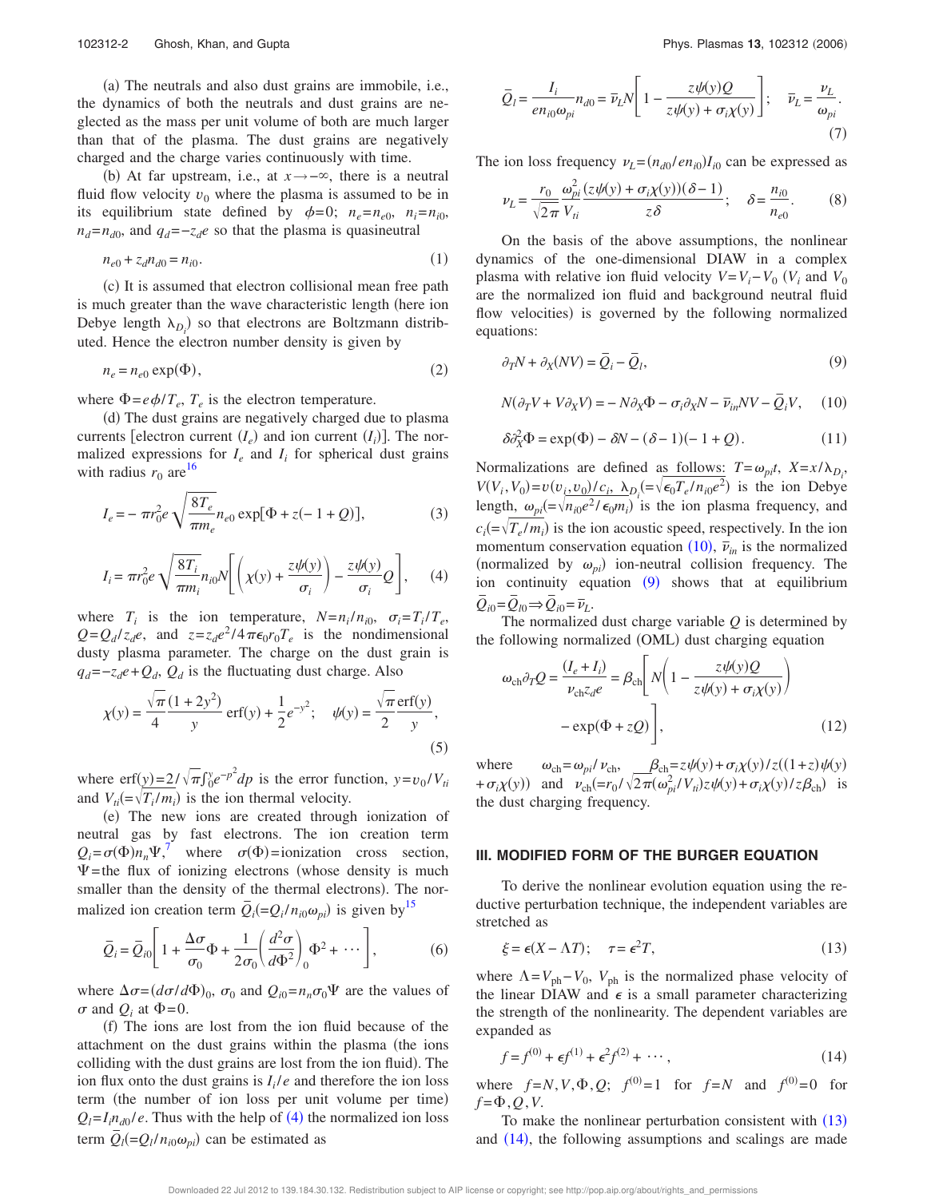(a) The neutrals and also dust grains are immobile, i.e., the dynamics of both the neutrals and dust grains are neglected as the mass per unit volume of both are much larger than that of the plasma. The dust grains are negatively charged and the charge varies continuously with time.

(b) At far upstream, i.e., at $x \to -\infty$, there is a neutral fluid flow velocity $v_0$ where the plasma is assumed to be in its equilibrium state defined by $\phi=0$; $n_e=n_{e0}$, $n_i=n_{i0}$, $n_d=n_{d0}$, and $q_d=-z_d e$ so that the plasma is quasineutral

$$n_{e0} + z_d n_{d0} = n_{i0}. \tag{1}$$

(c) It is assumed that electron collisional mean free path is much greater than the wave characteristic length (here ion Debye length $\lambda_{D_i}$) so that electrons are Boltzmann distributed. Hence the electron number density is given by

$$n_e = n_{e0} \exp(\Phi), \tag{2}$$

where $\Phi = e\phi/T_e$, $T_e$ is the electron temperature.

(d) The dust grains are negatively charged due to plasma currents [electron current ($I_e$) and ion current ($I_i$)]. The normalized expressions for $I_e$ and $I_i$ for spherical dust grains with radius $r_0$ are[16]

$$I_e = -\pi r_0^2 e \sqrt{\frac{8T_e}{\pi m_e}} n_{e0} \exp[\Phi + z(-1+Q)], \tag{3}$$

$$I_i = \pi r_0^2 e \sqrt{\frac{8T_i}{\pi m_i}} n_{i0} N\left[\left(\chi(y) + \frac{z\psi(y)}{\sigma_i}\right) - \frac{z\psi(y)}{\sigma_i}Q\right], \tag{4}$$

where $T_i$ is the ion temperature, $N=n_i/n_{i0}$, $\sigma_i=T_i/T_e$, $Q=Q_d/z_d e$, and $z=z_d e^2/4\pi\epsilon_0 r_0 T_e$ is the nondimensional dusty plasma parameter. The charge on the dust grain is $q_d=-z_d e+Q_d$, $Q_d$ is the fluctuating dust charge. Also

$$\chi(y) = \frac{\sqrt{\pi}}{4}\frac{(1+2y^2)}{y}\,\mathrm{erf}(y) + \frac{1}{2}e^{-y^2}; \quad \psi(y) = \frac{\sqrt{\pi}}{2}\frac{\mathrm{erf}(y)}{y}, \tag{5}$$

where $\mathrm{erf}(y) = 2/\sqrt{\pi}\int_0^y e^{-p^2}dp$ is the error function, $y=v_0/V_{ti}$ and $V_{ti}(=\sqrt{T_i/m_i})$ is the ion thermal velocity.

(e) The new ions are created through ionization of neutral gas by fast electrons. The ion creation term $Q_i=\sigma(\Phi)n_n\Psi$,[7] where $\sigma(\Phi)$=ionization cross section, $\Psi$=the flux of ionizing electrons (whose density is much smaller than the density of the thermal electrons). The normalized ion creation term $\bar{Q}_i(=Q_i/n_{i0}\omega_{pi})$ is given by[15]

$$\bar{Q}_i = \bar{Q}_{i0}\left[1 + \frac{\Delta\sigma}{\sigma_0}\Phi + \frac{1}{2\sigma_0}\left(\frac{d^2\sigma}{d\Phi^2}\right)_0 \Phi^2 + \cdots\right], \tag{6}$$

where $\Delta\sigma=(d\sigma/d\Phi)_0$, $\sigma_0$ and $Q_{i0}=n_n\sigma_0\Psi$ are the values of $\sigma$ and $Q_i$ at $\Phi=0$.

(f) The ions are lost from the ion fluid because of the attachment on the dust grains within the plasma (the ions colliding with the dust grains are lost from the ion fluid). The ion flux onto the dust grains is $I_i/e$ and therefore the ion loss term (the number of ion loss per unit volume per time) $Q_l=I_i n_{d0}/e$. Thus with the help of (4) the normalized ion loss term $\bar{Q}_l(=Q_l/n_{i0}\omega_{pi})$ can be estimated as

$$\bar{Q}_l = \frac{I_i}{e n_{i0}\omega_{pi}} n_{d0} = \bar{\nu}_L N\left[1 - \frac{z\psi(y)Q}{z\psi(y)+\sigma_i\chi(y)}\right]; \quad \bar{\nu}_L = \frac{\nu_L}{\omega_{pi}}. \tag{7}$$

The ion loss frequency $\nu_L=(n_{d0}/e n_{i0})I_{i0}$ can be expressed as

$$\nu_L = \frac{r_0}{\sqrt{2\pi}}\frac{\omega_{pi}^2}{V_{ti}}\frac{(z\psi(y)+\sigma_i\chi(y))(\delta-1)}{z\delta}; \quad \delta = \frac{n_{i0}}{n_{e0}}. \tag{8}$$

On the basis of the above assumptions, the nonlinear dynamics of the one-dimensional DIAW in a complex plasma with relative ion fluid velocity $V=V_i-V_0$ ($V_i$ and $V_0$ are the normalized ion fluid and background neutral fluid flow velocities) is governed by the following normalized equations:

$$\partial_T N + \partial_X(NV) = \bar{Q}_i - \bar{Q}_l, \tag{9}$$

$$N(\partial_T V + V\partial_X V) = -N\partial_X\Phi - \sigma_i\partial_X N - \bar{\nu}_{in}NV - \bar{Q}_i V, \tag{10}$$

$$\delta\partial_X^2\Phi = \exp(\Phi) - \delta N - (\delta-1)(-1+Q). \tag{11}$$

Normalizations are defined as follows: $T=\omega_{pi}t$, $X=x/\lambda_{D_i}$, $V(V_i,V_0)=v(v_i,v_0)/c_i$, $\lambda_{D_i}(=\sqrt{\epsilon_0 T_e/n_{i0}e^2})$ is the ion Debye length, $\omega_{pi}(=\sqrt{n_{i0}e^2/\epsilon_0 m_i})$ is the ion plasma frequency, and $c_i(=\sqrt{T_e/m_i})$ is the ion acoustic speed, respectively. In the ion momentum conservation equation (10), $\bar{\nu}_{in}$ is the normalized (normalized by $\omega_{pi}$) ion-neutral collision frequency. The ion continuity equation (9) shows that at equilibrium $\bar{Q}_{i0}=\bar{Q}_{l0} \Rightarrow \bar{Q}_{i0}=\bar{\nu}_L$.

The normalized dust charge variable $Q$ is determined by the following normalized (OML) dust charging equation

$$\omega_{\mathrm{ch}}\partial_T Q = \frac{(I_e+I_i)}{\nu_{\mathrm{ch}} z_d e} = \beta_{\mathrm{ch}}\left[N\left(1 - \frac{z\psi(y)Q}{z\psi(y)+\sigma_i\chi(y)}\right) - \exp(\Phi + zQ)\right], \tag{12}$$

where $\omega_{\mathrm{ch}}=\omega_{pi}/\nu_{\mathrm{ch}}$, $\beta_{\mathrm{ch}}=z\psi(y)+\sigma_i\chi(y)/z((1+z)\psi(y)+\sigma_i\chi(y))$ and $\nu_{\mathrm{ch}}(=r_0/\sqrt{2\pi}(\omega_{pi}^2/V_{ti})z\psi(y)+\sigma_i\chi(y)/z\beta_{\mathrm{ch}})$ is the dust charging frequency.

## III. MODIFIED FORM OF THE BURGER EQUATION

To derive the nonlinear evolution equation using the reductive perturbation technique, the independent variables are stretched as

$$\xi = \epsilon(X - \Lambda T); \quad \tau = \epsilon^2 T, \tag{13}$$

where $\Lambda = V_{\mathrm{ph}} - V_0$, $V_{\mathrm{ph}}$ is the normalized phase velocity of the linear DIAW and $\epsilon$ is a small parameter characterizing the strength of the nonlinearity. The dependent variables are expanded as

$$f = f^{(0)} + \epsilon f^{(1)} + \epsilon^2 f^{(2)} + \cdots, \tag{14}$$

where $f=N,V,\Phi,Q$; $f^{(0)}=1$ for $f=N$ and $f^{(0)}=0$ for $f=\Phi,Q,V$.

To make the nonlinear perturbation consistent with (13) and (14), the following assumptions and scalings are made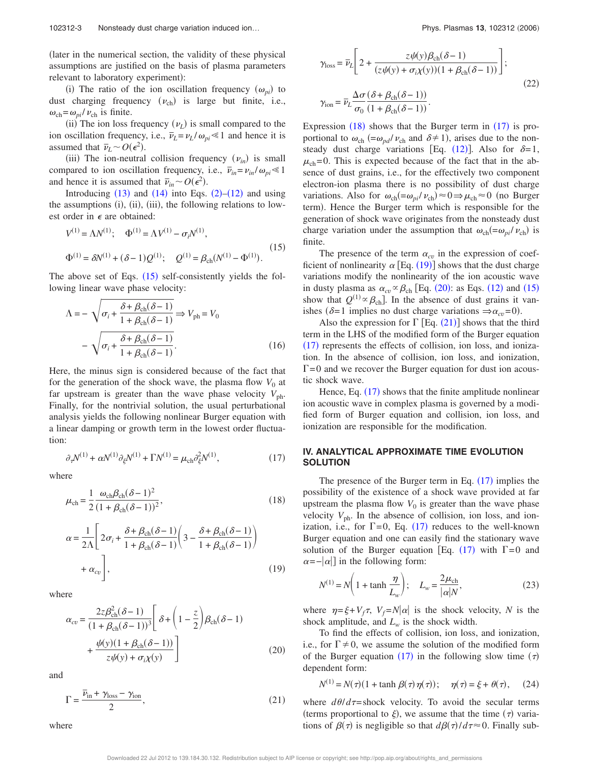(later in the numerical section, the validity of these physical assumptions are justified on the basis of plasma parameters relevant to laboratory experiment):

(i) The ratio of the ion oscillation frequency ($\omega_{pi}$) to dust charging frequency ($\nu_{ch}$) is large but finite, i.e., $\omega_{ch}=\omega_{pi}/\nu_{ch}$ is finite.

(ii) The ion loss frequency ($\nu_L$) is small compared to the ion oscillation frequency, i.e., $\bar{\nu}_L=\nu_L/\omega_{pi}\ll 1$ and hence it is assumed that $\bar{\nu}_L\sim O(\epsilon^2)$.

(iii) The ion-neutral collision frequency ($\nu_{in}$) is small compared to ion oscillation frequency, i.e., $\bar{\nu}_{in}=\nu_{in}/\omega_{pi}\ll 1$ and hence it is assumed that $\bar{\nu}_{in}\sim O(\epsilon^2)$.

Introducing (13) and (14) into Eqs. (2)–(12) and using the assumptions (i), (ii), (iii), the following relations to lowest order in $\epsilon$ are obtained:

$$
\begin{aligned}
&V^{(1)}=\Lambda N^{(1)}; \quad \Phi^{(1)}=\Lambda V^{(1)}-\sigma_i N^{(1)},\\
&\Phi^{(1)}=\delta N^{(1)}+(\delta-1)Q^{(1)}; \quad Q^{(1)}=\beta_{ch}(N^{(1)}-\Phi^{(1)}).
\end{aligned} \tag{15}
$$

The above set of Eqs. (15) self-consistently yields the following linear wave phase velocity:

$$
\Lambda=-\sqrt{\sigma_i+\frac{\delta+\beta_{ch}(\delta-1)}{1+\beta_{ch}(\delta-1)}}\Rightarrow V_{ph}=V_0-\sqrt{\sigma_i+\frac{\delta+\beta_{ch}(\delta-1)}{1+\beta_{ch}(\delta-1)}}. \tag{16}
$$

Here, the minus sign is considered because of the fact that for the generation of the shock wave, the plasma flow $V_0$ at far upstream is greater than the wave phase velocity $V_{ph}$. Finally, for the nontrivial solution, the usual perturbational analysis yields the following nonlinear Burger equation with a linear damping or growth term in the lowest order fluctuation:

$$
\partial_\tau N^{(1)}+\alpha N^{(1)}\partial_\xi N^{(1)}+\Gamma N^{(1)}=\mu_{ch}\partial_\xi^2 N^{(1)}, \tag{17}
$$

where

$$
\mu_{ch}=\frac{1}{2}\frac{\omega_{ch}\beta_{ch}(\delta-1)^2}{(1+\beta_{ch}(\delta-1))^2}, \tag{18}
$$

$$
\alpha=\frac{1}{2\Lambda}\left[2\sigma_i+\frac{\delta+\beta_{ch}(\delta-1)}{1+\beta_{ch}(\delta-1)}\left(3-\frac{\delta+\beta_{ch}(\delta-1)}{1+\beta_{ch}(\delta-1)}\right)+\alpha_{cv}\right], \tag{19}
$$

where

$$
\alpha_{cv}=\frac{2z\beta_{ch}^2(\delta-1)}{(1+\beta_{ch}(\delta-1))^3}\left[\delta+\left(1-\frac{z}{2}\right)\beta_{ch}(\delta-1)+\frac{\psi(y)(1+\beta_{ch}(\delta-1))}{z\psi(y)+\sigma_i\chi(y)}\right] \tag{20}
$$

and

$$
\Gamma=\frac{\bar{\nu}_{in}+\gamma_{loss}-\gamma_{ion}}{2}, \tag{21}
$$

where

$$
\begin{aligned}
\gamma_{loss}&=\bar{\nu}_L\left[2+\frac{z\psi(y)\beta_{ch}(\delta-1)}{(z\psi(y)+\sigma_i\chi(y))(1+\beta_{ch}(\delta-1))}\right];\\
\gamma_{ion}&=\bar{\nu}_L\frac{\Delta\sigma}{\sigma_0}\frac{(\delta+\beta_{ch}(\delta-1))}{(1+\beta_{ch}(\delta-1))}.
\end{aligned} \tag{22}
$$

Expression (18) shows that the Burger term in (17) is proportional to $\omega_{ch}$ ($=\omega_{pd}/\nu_{ch}$ and $\delta\neq 1$), arises due to the nonsteady dust charge variations [Eq. (12)]. Also for $\delta=1$, $\mu_{ch}=0$. This is expected because of the fact that in the absence of dust grains, i.e., for the effectively two component electron-ion plasma there is no possibility of dust charge variations. Also for $\omega_{ch}(=\omega_{pi}/\nu_{ch})\approx 0\Rightarrow\mu_{ch}\approx 0$ (no Burger term). Hence the Burger term which is responsible for the generation of shock wave originates from the nonsteady dust charge variation under the assumption that $\omega_{ch}(=\omega_{pi}/\nu_{ch})$ is finite.

The presence of the term $\alpha_{cv}$ in the expression of coefficient of nonlinearity $\alpha$ [Eq. (19)] shows that the dust charge variations modify the nonlinearity of the ion acoustic wave in dusty plasma as $\alpha_{cv}\propto\beta_{ch}$ [Eq. (20): as Eqs. (12) and (15) show that $Q^{(1)}\propto\beta_{ch}$]. In the absence of dust grains it vanishes ($\delta=1$ implies no dust charge variations $\Rightarrow\alpha_{cv}=0$).

Also the expression for $\Gamma$ [Eq. (21)] shows that the third term in the LHS of the modified form of the Burger equation (17) represents the effects of collision, ion loss, and ionization. In the absence of collision, ion loss, and ionization, $\Gamma=0$ and we recover the Burger equation for dust ion acoustic shock wave.

Hence, Eq. (17) shows that the finite amplitude nonlinear ion acoustic wave in complex plasma is governed by a modified form of Burger equation and collision, ion loss, and ionization are responsible for the modification.

## IV. ANALYTICAL APPROXIMATE TIME EVOLUTION SOLUTION

The presence of the Burger term in Eq. (17) implies the possibility of the existence of a shock wave provided at far upstream the plasma flow $V_0$ is greater than the wave phase velocity $V_{ph}$. In the absence of collision, ion loss, and ionization, i.e., for $\Gamma=0$, Eq. (17) reduces to the well-known Burger equation and one can easily find the stationary wave solution of the Burger equation [Eq. (17) with $\Gamma=0$ and $\alpha=-|\alpha|$] in the following form:

$$
N^{(1)}=N\left(1+\tanh\frac{\eta}{L_w}\right); \quad L_w=\frac{2\mu_{ch}}{|\alpha|N}, \tag{23}
$$

where $\eta=\xi+V_f\tau$, $V_f=N|\alpha|$ is the shock velocity, $N$ is the shock amplitude, and $L_w$ is the shock width.

To find the effects of collision, ion loss, and ionization, i.e., for $\Gamma\neq 0$, we assume the solution of the modified form of the Burger equation (17) in the following slow time ($\tau$) dependent form:

$$
N^{(1)}=N(\tau)(1+\tanh\beta(\tau)\eta(\tau)); \quad \eta(\tau)=\xi+\theta(\tau), \tag{24}
$$

where $d\theta/d\tau=$shock velocity. To avoid the secular terms (terms proportional to $\xi$), we assume that the time ($\tau$) variations of $\beta(\tau)$ is negligible so that $d\beta(\tau)/d\tau\approx 0$. Finally sub-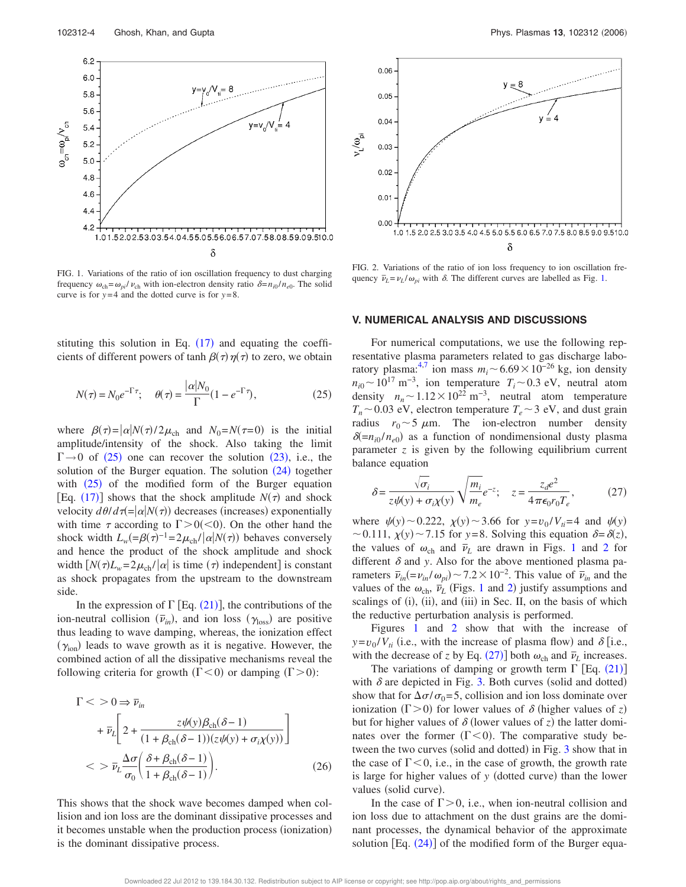FIG. 1. Variations of the ratio of ion oscillation frequency to dust charging frequency $\omega_{ch}=\omega_{pi}/\nu_{ch}$ with ion-electron density ratio $\delta=n_{i0}/n_{e0}$. The solid curve is for $y=4$ and the dotted curve is for $y=8$.

FIG. 2. Variations of the ratio of ion loss frequency to ion oscillation frequency $\bar{\nu}_L=\nu_L/\omega_{pi}$ with $\delta$. The different curves are labelled as Fig. 1.

stituting this solution in Eq. (17) and equating the coefficients of different powers of tanh $\beta(\tau)\eta(\tau)$ to zero, we obtain

$$N(\tau)=N_0 e^{-\Gamma\tau}; \quad \theta(\tau)=\frac{|\alpha|N_0}{\Gamma}(1-e^{-\Gamma\tau}), \tag{25}$$

where $\beta(\tau)=|\alpha|N(\tau)/2\mu_{ch}$ and $N_0=N(\tau=0)$ is the initial amplitude/intensity of the shock. Also taking the limit $\Gamma\rightarrow 0$ of (25) one can recover the solution (23), i.e., the solution of the Burger equation. The solution (24) together with (25) of the modified form of the Burger equation [Eq. (17)] shows that the shock amplitude $N(\tau)$ and shock velocity $d\theta/d\tau(=|\alpha|N(\tau))$ decreases (increases) exponentially with time $\tau$ according to $\Gamma>0(<0)$. On the other hand the shock width $L_w(=\beta(\tau)^{-1}=2\mu_{ch}/|\alpha|N(\tau))$ behaves conversely and hence the product of the shock amplitude and shock width $[N(\tau)L_w=2\mu_{ch}/|\alpha|$ is time ($\tau$) independent] is constant as shock propagates from the upstream to the downstream side.

In the expression of $\Gamma$ [Eq. (21)], the contributions of the ion-neutral collision ($\bar{\nu}_{in}$), and ion loss ($\gamma_{loss}$) are positive thus leading to wave damping, whereas, the ionization effect ($\gamma_{ion}$) leads to wave growth as it is negative. However, the combined action of all the dissipative mechanisms reveal the following criteria for growth ($\Gamma<0$) or damping ($\Gamma>0$):

$$\Gamma <> 0 \Rightarrow \bar{\nu}_{in} + \bar{\nu}_L\left[2+\frac{z\psi(y)\beta_{ch}(\delta-1)}{(1+\beta_{ch}(\delta-1))(z\psi(y)+\sigma_i\chi(y))}\right] <> \bar{\nu}_L\frac{\Delta\sigma}{\sigma_0}\left(\frac{\delta+\beta_{ch}(\delta-1)}{1+\beta_{ch}(\delta-1)}\right). \tag{26}$$

This shows that the shock wave becomes damped when collision and ion loss are the dominant dissipative processes and it becomes unstable when the production process (ionization) is the dominant dissipative process.

## V. NUMERICAL ANALYSIS AND DISCUSSIONS

For numerical computations, we use the following representative plasma parameters related to gas discharge laboratory plasma:[4,7] ion mass $m_i\sim 6.69\times 10^{-26}$ kg, ion density $n_{i0}\sim 10^{17}$ m$^{-3}$, ion temperature $T_i\sim 0.3$ eV, neutral atom density $n_n\sim 1.12\times 10^{22}$ m$^{-3}$, neutral atom temperature $T_n\sim 0.03$ eV, electron temperature $T_e\sim 3$ eV, and dust grain radius $r_0\sim 5$ $\mu$m. The ion-electron number density $\delta(=n_{i0}/n_{e0})$ as a function of nondimensional dusty plasma parameter $z$ is given by the following equilibrium current balance equation

$$\delta=\frac{\sqrt{\sigma_i}}{z\psi(y)+\sigma_i\chi(y)}\sqrt{\frac{m_i}{m_e}}e^{-z}; \quad z=\frac{z_d e^2}{4\pi\epsilon_0 r_0 T_e}, \tag{27}$$

where $\psi(y)\sim 0.222$, $\chi(y)\sim 3.66$ for $y=v_0/V_{ti}=4$ and $\psi(y)\sim 0.111$, $\chi(y)\sim 7.15$ for $y=8$. Solving this equation $\delta=\delta(z)$, the values of $\omega_{ch}$ and $\bar{\nu}_L$ are drawn in Figs. 1 and 2 for different $\delta$ and $y$. Also for the above mentioned plasma parameters $\bar{\nu}_{in}(=\nu_{in}/\omega_{pi})\sim 7.2\times 10^{-2}$. This value of $\bar{\nu}_{in}$ and the values of the $\omega_{ch}$, $\bar{\nu}_L$ (Figs. 1 and 2) justify assumptions and scalings of (i), (ii), and (iii) in Sec. II, on the basis of which the reductive perturbation analysis is performed.

Figures 1 and 2 show that with the increase of $y=v_0/V_{ti}$ (i.e., with the increase of plasma flow) and $\delta$ [i.e., with the decrease of $z$ by Eq. (27)] both $\omega_{ch}$ and $\bar{\nu}_L$ increases.

The variations of damping or growth term $\Gamma$ [Eq. (21)] with $\delta$ are depicted in Fig. 3. Both curves (solid and dotted) show that for $\Delta\sigma/\sigma_0=5$, collision and ion loss dominate over ionization ($\Gamma>0$) for lower values of $\delta$ (higher values of $z$) but for higher values of $\delta$ (lower values of $z$) the latter dominates over the former ($\Gamma<0$). The comparative study between the two curves (solid and dotted) in Fig. 3 show that in the case of $\Gamma<0$, i.e., in the case of growth, the growth rate is large for higher values of $y$ (dotted curve) than the lower values (solid curve).

In the case of $\Gamma>0$, i.e., when ion-neutral collision and ion loss due to attachment on the dust grains are the dominant processes, the dynamical behavior of the approximate solution [Eq. (24)] of the modified form of the Burger equa-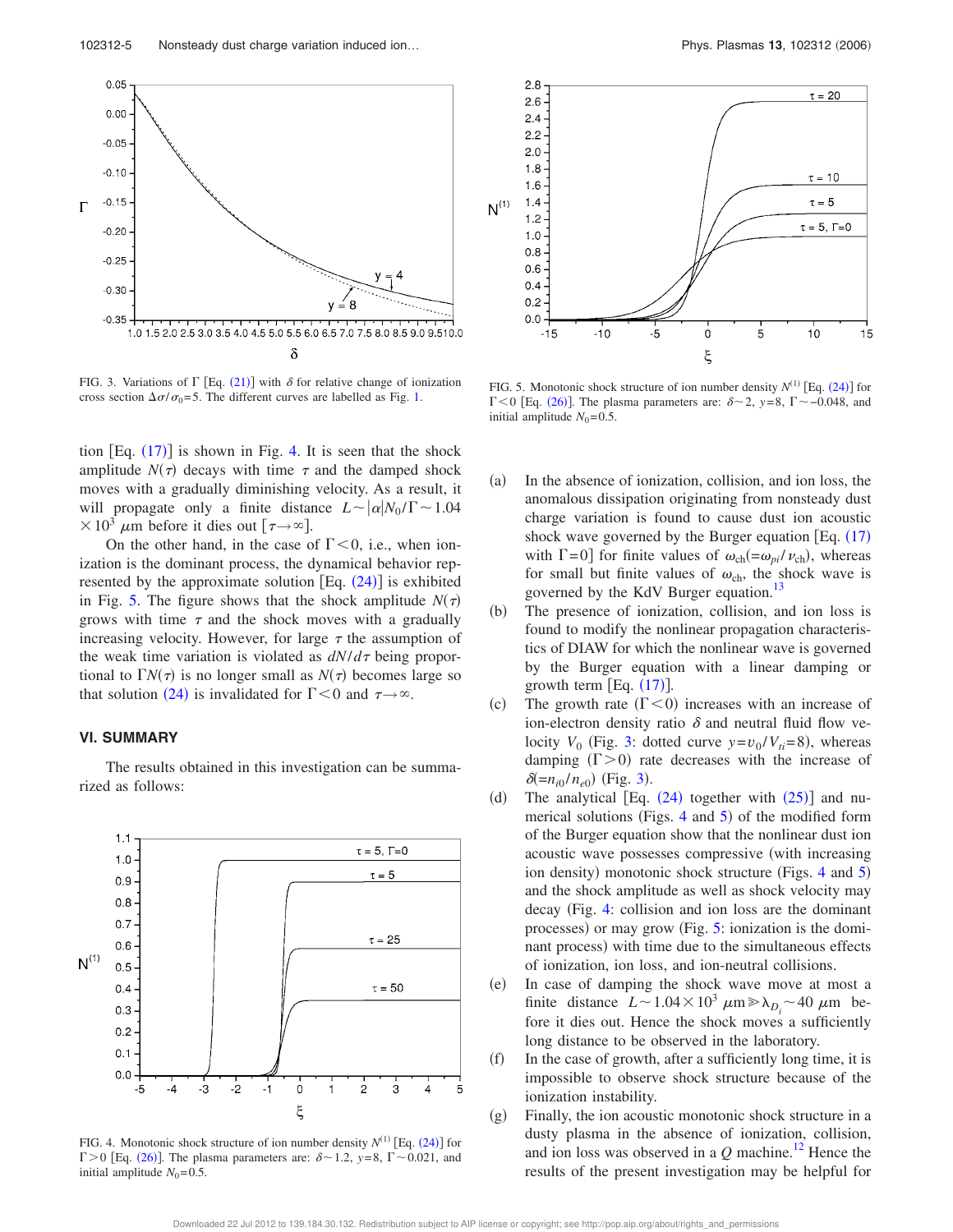FIG. 3. Variations of $\Gamma$ [Eq. (21)] with $\delta$ for relative change of ionization cross section $\Delta\sigma/\sigma_0=5$. The different curves are labelled as Fig. 1.

FIG. 5. Monotonic shock structure of ion number density $N^{(1)}$ [Eq. (24)] for $\Gamma<0$ [Eq. (26)]. The plasma parameters are: $\delta\sim 2$, $y=8$, $\Gamma\sim -0.048$, and initial amplitude $N_0=0.5$.

tion [Eq. (17)] is shown in Fig. 4. It is seen that the shock amplitude $N(\tau)$ decays with time $\tau$ and the damped shock moves with a gradually diminishing velocity. As a result, it will propagate only a finite distance $L\sim|\alpha|N_0/\Gamma\sim 1.04\times 10^3$ $\mu$m before it dies out $[\tau\rightarrow\infty]$.

On the other hand, in the case of $\Gamma<0$, i.e., when ionization is the dominant process, the dynamical behavior represented by the approximate solution [Eq. (24)] is exhibited in Fig. 5. The figure shows that the shock amplitude $N(\tau)$ grows with time $\tau$ and the shock moves with a gradually increasing velocity. However, for large $\tau$ the assumption of the weak time variation is violated as $dN/d\tau$ being proportional to $\Gamma N(\tau)$ is no longer small as $N(\tau)$ becomes large so that solution (24) is invalidated for $\Gamma<0$ and $\tau\rightarrow\infty$.

## VI. SUMMARY

The results obtained in this investigation can be summarized as follows:

FIG. 4. Monotonic shock structure of ion number density $N^{(1)}$ [Eq. (24)] for $\Gamma>0$ [Eq. (26)]. The plasma parameters are: $\delta\sim 1.2$, $y=8$, $\Gamma\sim 0.021$, and initial amplitude $N_0=0.5$.

(a) In the absence of ionization, collision, and ion loss, the anomalous dissipation originating from nonsteady dust charge variation is found to cause dust ion acoustic shock wave governed by the Burger equation [Eq. (17) with $\Gamma=0$] for finite values of $\omega_{ch}(=\omega_{pi}/\nu_{ch})$, whereas for small but finite values of $\omega_{ch}$, the shock wave is governed by the KdV Burger equation.[13]

(b) The presence of ionization, collision, and ion loss is found to modify the nonlinear propagation characteristics of DIAW for which the nonlinear wave is governed by the Burger equation with a linear damping or growth term [Eq. (17)].

(c) The growth rate ($\Gamma<0$) increases with an increase of ion-electron density ratio $\delta$ and neutral fluid flow velocity $V_0$ (Fig. 3: dotted curve $y=v_0/V_{ti}=8$), whereas damping ($\Gamma>0$) rate decreases with the increase of $\delta(=n_{i0}/n_{e0})$ (Fig. 3).

(d) The analytical [Eq. (24) together with (25)] and numerical solutions (Figs. 4 and 5) of the modified form of the Burger equation show that the nonlinear dust ion acoustic wave possesses compressive (with increasing ion density) monotonic shock structure (Figs. 4 and 5) and the shock amplitude as well as shock velocity may decay (Fig. 4: collision and ion loss are the dominant processes) or may grow (Fig. 5: ionization is the dominant process) with time due to the simultaneous effects of ionization, ion loss, and ion-neutral collisions.

(e) In case of damping the shock wave move at most a finite distance $L\sim 1.04\times 10^3$ $\mu$m $\gg\lambda_{D_i}\sim 40$ $\mu$m before it dies out. Hence the shock moves a sufficiently long distance to be observed in the laboratory.

(f) In the case of growth, after a sufficiently long time, it is impossible to observe shock structure because of the ionization instability.

(g) Finally, the ion acoustic monotonic shock structure in a dusty plasma in the absence of ionization, collision, and ion loss was observed in a $Q$ machine.[12] Hence the results of the present investigation may be helpful for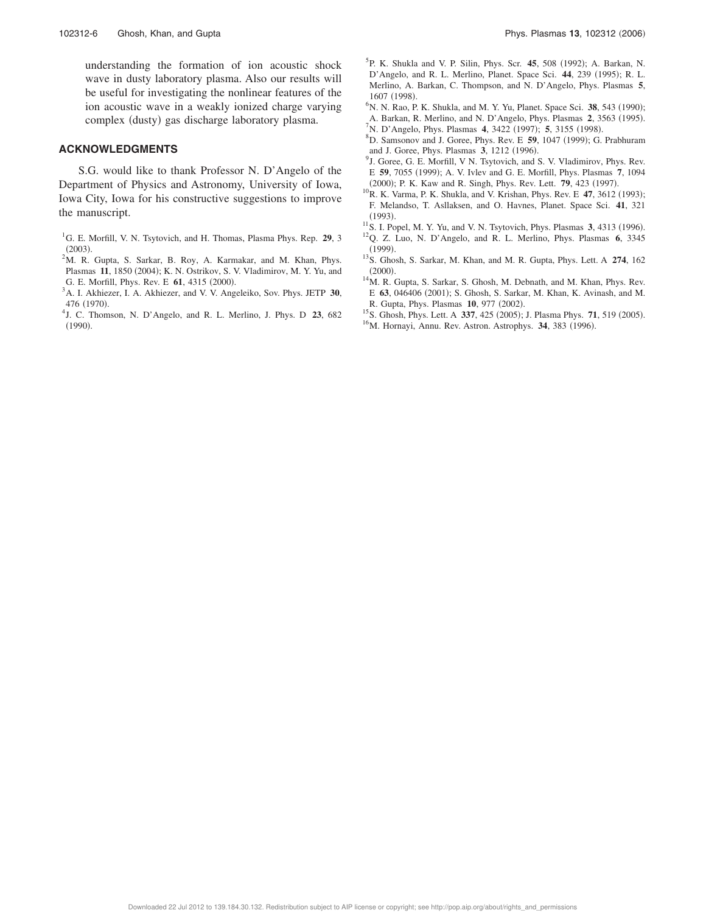understanding the formation of ion acoustic shock wave in dusty laboratory plasma. Also our results will be useful for investigating the nonlinear features of the ion acoustic wave in a weakly ionized charge varying complex (dusty) gas discharge laboratory plasma.

## ACKNOWLEDGMENTS

S.G. would like to thank Professor N. D'Angelo of the Department of Physics and Astronomy, University of Iowa, Iowa City, Iowa for his constructive suggestions to improve the manuscript.

[1] G. E. Morfill, V. N. Tsytovich, and H. Thomas, Plasma Phys. Rep. **29**, 3 (2003).

[2] M. R. Gupta, S. Sarkar, B. Roy, A. Karmakar, and M. Khan, Phys. Plasmas **11**, 1850 (2004); K. N. Ostrikov, S. V. Vladimirov, M. Y. Yu, and G. E. Morfill, Phys. Rev. E **61**, 4315 (2000).

[3] A. I. Akhiezer, I. A. Akhiezer, and V. V. Angeleiko, Sov. Phys. JETP **30**, 476 (1970).

[4] J. C. Thomson, N. D'Angelo, and R. L. Merlino, J. Phys. D **23**, 682 (1990).

[5] P. K. Shukla and V. P. Silin, Phys. Scr. **45**, 508 (1992); A. Barkan, N. D'Angelo, and R. L. Merlino, Planet. Space Sci. **44**, 239 (1995); R. L. Merlino, A. Barkan, C. Thompson, and N. D'Angelo, Phys. Plasmas **5**, 1607 (1998).

[6] N. N. Rao, P. K. Shukla, and M. Y. Yu, Planet. Space Sci. **38**, 543 (1990); A. Barkan, R. Merlino, and N. D'Angelo, Phys. Plasmas **2**, 3563 (1995).

[7] N. D'Angelo, Phys. Plasmas **4**, 3422 (1997); **5**, 3155 (1998).

[8] D. Samsonov and J. Goree, Phys. Rev. E **59**, 1047 (1999); G. Prabhuram and J. Goree, Phys. Plasmas **3**, 1212 (1996).

[9] J. Goree, G. E. Morfill, V N. Tsytovich, and S. V. Vladimirov, Phys. Rev. E **59**, 7055 (1999); A. V. Ivlev and G. E. Morfill, Phys. Plasmas **7**, 1094 (2000); P. K. Kaw and R. Singh, Phys. Rev. Lett. **79**, 423 (1997).

[10] R. K. Varma, P. K. Shukla, and V. Krishan, Phys. Rev. E **47**, 3612 (1993); F. Melandso, T. Asllaksen, and O. Havnes, Planet. Space Sci. **41**, 321 (1993).

[11] S. I. Popel, M. Y. Yu, and V. N. Tsytovich, Phys. Plasmas **3**, 4313 (1996).

[12] Q. Z. Luo, N. D'Angelo, and R. L. Merlino, Phys. Plasmas **6**, 3345 (1999).

[13] S. Ghosh, S. Sarkar, M. Khan, and M. R. Gupta, Phys. Lett. A **274**, 162 (2000).

[14] M. R. Gupta, S. Sarkar, S. Ghosh, M. Debnath, and M. Khan, Phys. Rev. E **63**, 046406 (2001); S. Ghosh, S. Sarkar, M. Khan, K. Avinash, and M. R. Gupta, Phys. Plasmas **10**, 977 (2002).

[15] S. Ghosh, Phys. Lett. A **337**, 425 (2005); J. Plasma Phys. **71**, 519 (2005).

[16] M. Hornayi, Annu. Rev. Astron. Astrophys. **34**, 383 (1996).